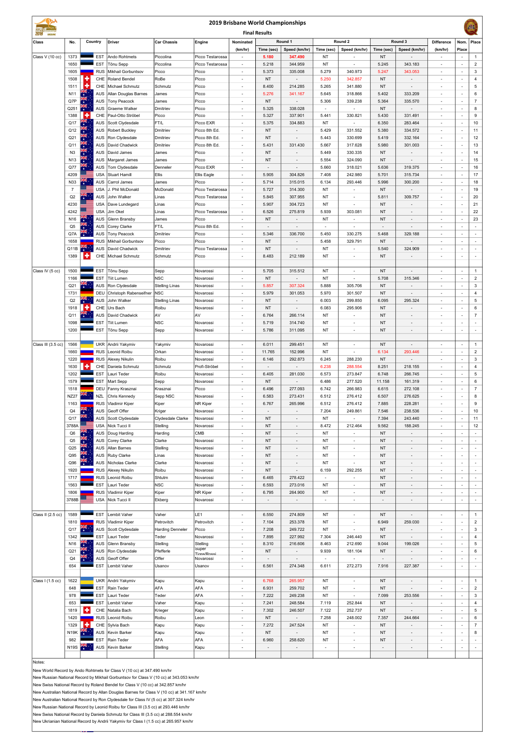# 2019 Brisbane World Championships

## Final Results

| Class | No. | Country | Driver | Car Chassis | Engine | Nominated (km/hr) | Round 1 Time (sec) | Round 1 Speed (km/hr) | Round 2 Time (sec) | Round 2 Speed (km/hr) | Round 3 Time (sec) | Round 3 Speed (km/hr) | Difference (km/hr) | Nom. Place | Place |
|---|---|---|---|---|---|---|---|---|---|---|---|---|---|---|---|
| Class V (10 cc) | 1373 | EST | Ando Rohtmets | Piccolina | Picco Testarossa | - | 5.180 | 347.490 | NT | - | NT | - | - | - | 1 |
| | 1650 | EST | Tõnu Sepp | Piccolina | Picco Testarossa | - | 5.218 | 344.959 | NT | - | 5.245 | 343.183 | - | - | 2 |
| | 1605 | RUS | Mikhail Gorbuntsov | Picco | Picco | - | 5.373 | 335.008 | 5.279 | 340.973 | 5.247 | 343.053 | - | - | 3 |
| | 1508 | CHE | Roland Bendel | RoBe | Picco | - | NT | - | 5.250 | 342.857 | NT | - | - | - | 4 |
| | 1511 | CHE | Michael Schmutz | Schmutz | Picco | - | 8.400 | 214.285 | 5.265 | 341.880 | NT | - | - | - | 5 |
| | N11 | AUS | Allan Douglas Barnes | James | Picco | - | 5.276 | 341.167 | 5.645 | 318.866 | 5.402 | 333.209 | - | - | 6 |
| | Q7P | AUS | Tony Peacock | James | Picco | - | NT | - | 5.306 | 339.238 | 5.364 | 335.570 | - | - | 7 |
| | Q251 | AUS | Graeme Walker | Dmitriev | Picco | - | 5.325 | 338.028 | - | - | NT | - | - | - | 8 |
| | 1388 | CHE | Paul-Otto Ströbel | Picco | Picco | - | 5.327 | 337.901 | 5.441 | 330.821 | 5.430 | 331.491 | - | - | 9 |
| | Q17 | AUS | Scott Clydesdale | FT/L | Picco EXR | - | 5.375 | 334.883 | NT | - | 6.350 | 283.464 | - | - | 10 |
| | Q12 | AUS | Robert Buckley | Dmitriev | Picco 8th Ed. | - | NT | - | 5.429 | 331.552 | 5.380 | 334.572 | - | - | 11 |
| | Q21 | AUS | Ron Clydesdale | Dmitriev | Picco 8th Ed. | - | NT | - | 5.443 | 330.699 | 5.419 | 332.164 | - | - | 12 |
| | Q11 | AUS | David Chadwick | Dmitriev | Picco 8th Ed. | - | 5.431 | 331.430 | 5.667 | 317.628 | 5.980 | 301.003 | - | - | 13 |
| | N3 | AUS | David James | James | Picco | - | NT | - | 5.449 | 330.335 | NT | - | - | - | 14 |
| | N13 | AUS | Margaret James | James | Picco | - | NT | - | 5.554 | 324.090 | NT | - | - | - | 15 |
| | Q77 | AUS | Tom Clydesdale | Denneler | Picco EXR | - | - | - | 5.660 | 318.021 | 5.636 | 319.375 | - | - | 16 |
| | 4209 | USA | Stuart Hamill | Ellis | Ellis Eagle | - | 5.905 | 304.826 | 7.408 | 242.980 | 5.701 | 315.734 | - | - | 17 |
| | N33 | AUS | Carrol James | James | Picco | - | 5.714 | 315.015 | 6.134 | 293.446 | 5.996 | 300.200 | - | - | 18 |
| | 7 | USA | J. Phil McDonald | McDonald | Picco Testarossa | - | 5.727 | 314.300 | NT | - | NT | - | - | - | 19 |
| | Q2 | AUS | John Walker | Linas | Picco Testarossa | - | 5.845 | 307.955 | NT | - | 5.811 | 309.757 | - | - | 20 |
| | 4230 | USA | Dave Lundegard | Linas | Picco | - | 5.907 | 304.723 | NT | - | NT | - | - | - | 21 |
| | 4242 | USA | Jim Okel | Linas | Picco Testarossa | - | 6.526 | 275.819 | 5.939 | 303.081 | NT | - | - | - | 22 |
| | N16 | AUS | Glenn Bransby | James | Picco | - | NT | - | NT | - | NT | - | - | - | 23 |
| | Q5 | AUS | Corey Clarke | FT/L | Picco 8th Ed. | - | - | - | - | - | - | - | - | - | - |
| | Q7A | AUS | Tony Peacock | Dmitriev | Picco | - | 5.346 | 336.700 | 5.450 | 330.275 | 5.468 | 329.188 | - | - | - |
| | 1658 | RUS | Mikhail Gorbuntsov | Picco | Picco | - | NT | - | 5.458 | 329.791 | NT | - | - | - | - |
| | Q11B | AUS | David Chadwick | Dmitriev | Picco Testarossa | - | NT | - | NT | - | 5.540 | 324.909 | - | - | - |
| | 1389 | CHE | Michael Schmutz | Schmutz | Picco | - | 8.483 | 212.189 | NT | - | NT | - | - | - | - |
| Class IV (5 cc) | 1500 | EST | Tõnu Sepp | Sepp | Novarossi | - | 5.705 | 315.512 | NT | - | NT | - | - | - | 1 |
| | 1166 | EST | Tiit Lumen | NSC | Novarossi | - | NT | - | NT | - | 5.708 | 315.346 | - | - | 2 |
| | Q21 | AUS | Ron Clydesdale | Stelling Linas | Novarossi | - | 5.857 | 307.324 | 5.888 | 305.706 | NT | - | - | - | 3 |
| | 1731 | DEU | Christoph Rabenseifner | NSC | Novarossi | - | 5.979 | 301.053 | 5.970 | 301.507 | NT | - | - | - | 4 |
| | Q2 | AUS | John Walker | Stelling Linas | Novarossi | - | NT | - | 6.003 | 299.850 | 6.095 | 295.324 | - | - | 5 |
| | 1918 | CHE | Urs Bach | Roibu | Novarossi | - | NT | - | 6.083 | 295.906 | NT | - | - | - | 6 |
| | Q11 | AUS | David Chadwick | AV | AV | - | 6.764 | 266.114 | NT | - | NT | - | - | - | 7 |
| | 1098 | EST | Tiit Lumen | NSC | Novarossi | - | 5.719 | 314.740 | NT | - | NT | - | - | - | - |
| | 1200 | EST | Tõnu Sepp | Sepp | Novarossi | - | 5.786 | 311.095 | NT | - | NT | - | - | - | - |
| Class III (3.5 cc) | 1566 | UKR | Andrii Yakymiv | Yakymiv | Novarossi | - | 6.011 | 299.451 | NT | - | NT | - | - | - | 1 |
| | 1660 | RUS | Leonid Roibu | Orkan | Novarossi | - | 11.765 | 152.996 | NT | - | 6.134 | 293.446 | - | - | 2 |
| | 1220 | RUS | Alexey Nikulin | Roibu | Novarossi | - | 6.146 | 292.873 | 6.245 | 288.230 | NT | - | - | - | 3 |
| | 1630 | CHE | Daniela Schmutz | Schmutz | Profi-Ströbel | - | - | - | 6.238 | 288.554 | 8.251 | 218.155 | - | - | 4 |
| | 1202 | EST | Lauri Teder | Roibu | Novarossi | - | 6.405 | 281.030 | 6.573 | 273.847 | 6.748 | 266.745 | - | - | 5 |
| | 1579 | EST | Mart Sepp | Sepp | Novarossi | - | NT | - | 6.486 | 277.520 | 11.158 | 161.319 | - | - | 6 |
| | 1518 | DEU | Fanny Krasznai | Krasznai | Picco | - | 6.496 | 277.093 | 6.742 | 266.983 | 6.615 | 272.108 | - | - | 7 |
| | NZ27 | NZL | Chris Kennedy | Sepp NSC | Novarossi | - | 6.583 | 273.431 | 6.512 | 276.412 | 6.507 | 276.625 | - | - | 8 |
| | 1163 | RUS | Vladimir Kiper | Kiper | NR Kiper | - | 6.767 | 265.996 | 6.512 | 276.412 | 7.885 | 228.281 | - | - | 9 |
| | Q4 | AUS | Geoff Offer | Kriger | Novarossi | - | - | - | 7.204 | 249.861 | 7.546 | 238.536 | - | - | 10 |
| | Q17 | AUS | Scott Clydesdale | Clydesdale Clarke | Novarossi | - | NT | - | NT | - | 7.394 | 243.440 | - | - | 11 |
| | 3788A | USA | Nick Tucci II | Stelling | Novarossi | - | NT | - | 8.472 | 212.464 | 9.562 | 188.245 | - | - | 12 |
| | Q6 | AUS | Doug Harding | Harding | CMB | - | NT | - | NT | - | NT | - | - | - | - |
| | Q5 | AUS | Corey Clarke | Clarke | Novarossi | - | NT | - | NT | - | NT | - | - | - | - |
| | Q25 | AUS | Allan Barnes | Stelling | Novarossi | - | NT | - | NT | - | NT | - | - | - | - |
| | Q95 | AUS | Ruby Clarke | Linas | Novarossi | - | NT | - | NT | - | NT | - | - | - | - |
| | Q96 | AUS | Nicholas Clarke | Clarke | Novarossi | - | NT | - | NT | - | NT | - | - | - | - |
| | 1920 | RUS | Alexey Nikulin | Roibu | Novarossi | - | NT | - | 6.159 | 292.255 | NT | - | - | - | - |
| | 1717 | RUS | Leonid Roibu | Shtutm | Novarossi | - | 6.465 | 278.422 | - | - | NT | - | - | - | - |
| | 1563 | EST | Lauri Teder | NSC | Novarossi | - | 6.593 | 273.016 | NT | - | NT | - | - | - | - |
| | 1806 | RUS | Vladimir Kiper | Kiper | NR Kiper | - | 6.795 | 264.900 | NT | - | NT | - | - | - | - |
| | 3788B | USA | Nick Tucci II | Ekberg | Novarossi | - | - | - | - | - | - | - | - | - | - |
| Class II (2.5 cc) | 1589 | EST | Lembit Vaher | Vaher | LE1 | - | 6.550 | 274.809 | NT | - | NT | - | - | - | 1 |
| | 1810 | RUS | Vladimir Kiper | Petrovitch | Petrovitch | - | 7.104 | 253.378 | NT | - | 6.949 | 259.030 | - | - | 2 |
| | Q17 | AUS | Scott Clydesdale | Harding Denneler | Picco | - | 7.208 | 249.722 | NT | - | NT | - | - | - | 3 |
| | 1342 | EST | Lauri Teder | Teder | Novarossi | - | 7.895 | 227.992 | 7.304 | 246.440 | NT | - | - | - | 4 |
| | N16 | AUS | Glenn Bransby | Stelling | Stelling | - | 8.310 | 216.606 | 8.463 | 212.690 | 9.044 | 199.026 | - | - | 5 |
| | Q21 | AUS | Ron Clydesdale | Pfefferle | Super Tigre/Rossi | - | NT | - | 9.939 | 181.104 | NT | - | - | - | 6 |
| | Q4 | AUS | Geoff Offer | Offer | Novarossi | - | - | - | - | - | - | - | - | - | - |
| | 654 | EST | Lembit Vaher | Usanov | Usanov | - | 6.561 | 274.348 | 6.611 | 272.273 | 7.916 | 227.387 | - | - | - |
| Class I (1.5 cc) | 1622 | UKR | Andrii Yakymiv | Kapu | Kapu | - | 6.788 | 265.957 | NT | - | NT | - | - | - | 1 |
| | 648 | EST | Rain Teder | AFA | AFA | - | 6.931 | 259.702 | NT | - | NT | - | - | - | 2 |
| | 978 | EST | Lauri Teder | Teder | AFA | - | 7.222 | 249.238 | NT | - | 7.099 | 253.556 | - | - | 3 |
| | 653 | EST | Lembit Vaher | Vaher | Kapu | - | 7.241 | 248.584 | 7.119 | 252.844 | NT | - | - | - | 4 |
| | 1819 | CHE | Natalia Bach | Krieger | Kapu | - | 7.302 | 246.507 | 7.122 | 252.737 | NT | - | - | - | 5 |
| | 1420 | RUS | Leonid Roibu | Roibu | Leon | - | NT | - | 7.258 | 248.002 | 7.357 | 244.664 | - | - | 6 |
| | 1329 | CHE | Sylvia Bach | Kapu | Kapu | - | 7.272 | 247.524 | NT | - | NT | - | - | - | 7 |
| | N19K | AUS | Kevin Barker | Kapu | Kapu | - | NT | - | NT | - | NT | - | - | - | 8 |
| | 982 | EST | Rain Teder | AFA | AFA | - | 6.960 | 258.620 | NT | - | NT | - | - | - | - |
| | N19S | AUS | Kevin Barker | Stelling | Kapu | - | - | - | - | - | - | - | - | - | - |

Notes:

New World Record by Ando Rohtmets for Class V (10 cc) at 347.490 km/hr

New Russian National Record by Mikhail Gorbuntsov for Class V (10 cc) at 343.053 km/hr

New Swiss National Record by Roland Bendel for Class V (10 cc) at 342.857 km/hr

New Australian National Record by Allan Douglas Barnes for Class V (10 cc) at 341.167 km/hr

New Australian National Record by Ron Clydesdale for Class IV (5 cc) at 307.324 km/hr

New Russian National Record by Leonid Roibu for Class III (3.5 cc) at 293.446 km/hr

New Swiss National Record by Daniela Schmutz for Class III (3.5 cc) at 288.554 km/hr

New Ukrianian National Record by Andrii Yakymiv for Class I (1.5 cc) at 265.957 km/hr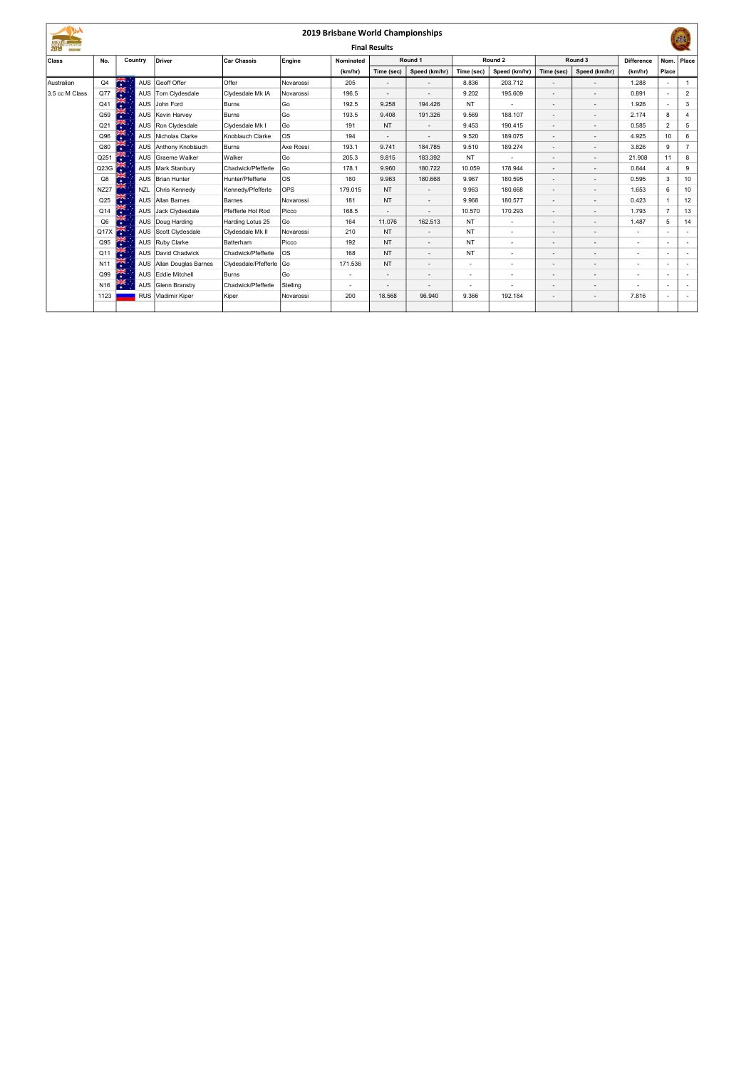# 2019 Brisbane World Championships

## Final Results

| Class | No. | Country | Driver | Car Chassis | Engine | Nominated | Round 1 | | Round 2 | | Round 3 | | Difference | Nom. | Place |
|---|---|---|---|---|---|---|---|---|---|---|---|---|---|---|---|
| | | | | | | (km/hr) | Time (sec) | Speed (km/hr) | Time (sec) | Speed (km/hr) | Time (sec) | Speed (km/hr) | (km/hr) | Place | |
| Australian 3.5 cc M Class | Q4 | AUS | Geoff Offer | Offer | Novarossi | 205 | - | - | 8.836 | 203.712 | - | - | 1.288 | - | 1 |
| | Q77 | AUS | Tom Clydesdale | Clydesdale Mk IA | Novarossi | 196.5 | - | - | 9.202 | 195.609 | - | - | 0.891 | - | 2 |
| | Q41 | AUS | John Ford | Burns | Go | 192.5 | 9.258 | 194.426 | NT | - | - | - | 1.926 | - | 3 |
| | Q59 | AUS | Kevin Harvey | Burns | Go | 193.5 | 9.408 | 191.326 | 9.569 | 188.107 | - | - | 2.174 | 8 | 4 |
| | Q21 | AUS | Ron Clydesdale | Clydesdale Mk I | Go | 191 | NT | - | 9.453 | 190.415 | - | - | 0.585 | 2 | 5 |
| | Q96 | AUS | Nicholas Clarke | Knoblauch Clarke | OS | 194 | - | - | 9.520 | 189.075 | - | - | 4.925 | 10 | 6 |
| | Q80 | AUS | Anthony Knoblauch | Burns | Axe Rossi | 193.1 | 9.741 | 184.785 | 9.510 | 189.274 | - | - | 3.826 | 9 | 7 |
| | Q251 | AUS | Graeme Walker | Walker | Go | 205.3 | 9.815 | 183.392 | NT | - | - | - | 21.908 | 11 | 8 |
| | Q23G | AUS | Mark Stanbury | Chadwick/Pfefferle | Go | 178.1 | 9.960 | 180.722 | 10.059 | 178.944 | - | - | 0.844 | 4 | 9 |
| | Q8 | AUS | Brian Hunter | Hunter/Pfefferle | OS | 180 | 9.963 | 180.668 | 9.967 | 180.595 | - | - | 0.595 | 3 | 10 |
| | NZ27 | NZL | Chris Kennedy | Kennedy/Pfefferle | OPS | 179.015 | NT | - | 9.963 | 180.668 | - | - | 1.653 | 6 | 10 |
| | Q25 | AUS | Allan Barnes | Barnes | Novarossi | 181 | NT | - | 9.968 | 180.577 | - | - | 0.423 | 1 | 12 |
| | Q14 | AUS | Jack Clydesdale | Pfefferle Hot Rod | Picco | 168.5 | - | - | 10.570 | 170.293 | - | - | 1.793 | 7 | 13 |
| | Q6 | AUS | Doug Harding | Harding Lotus 25 | Go | 164 | 11.076 | 162.513 | NT | - | - | - | 1.487 | 5 | 14 |
| | Q17X | AUS | Scott Clydesdale | Clydesdale Mk II | Novarossi | 210 | NT | - | NT | - | - | - | - | - | - |
| | Q95 | AUS | Ruby Clarke | Batterham | Picco | 192 | NT | - | NT | - | - | - | - | - | - |
| | Q11 | AUS | David Chadwick | Chadwick/Pfefferle | OS | 168 | NT | - | NT | - | - | - | - | - | - |
| | N11 | AUS | Allan Douglas Barnes | Clydesdale/Pfefferle | Go | 171.536 | NT | - | - | - | - | - | - | - | - |
| | Q99 | AUS | Eddie Mitchell | Burns | Go | - | - | - | - | - | - | - | - | - | - |
| | N16 | AUS | Glenn Bransby | Chadwick/Pfefferle | Stelling | - | - | - | - | - | - | - | - | - | - |
| | 1123 | RUS | Vladimir Kiper | Kiper | Novarossi | 200 | 18.568 | 96.940 | 9.366 | 192.184 | - | - | 7.816 | - | - |